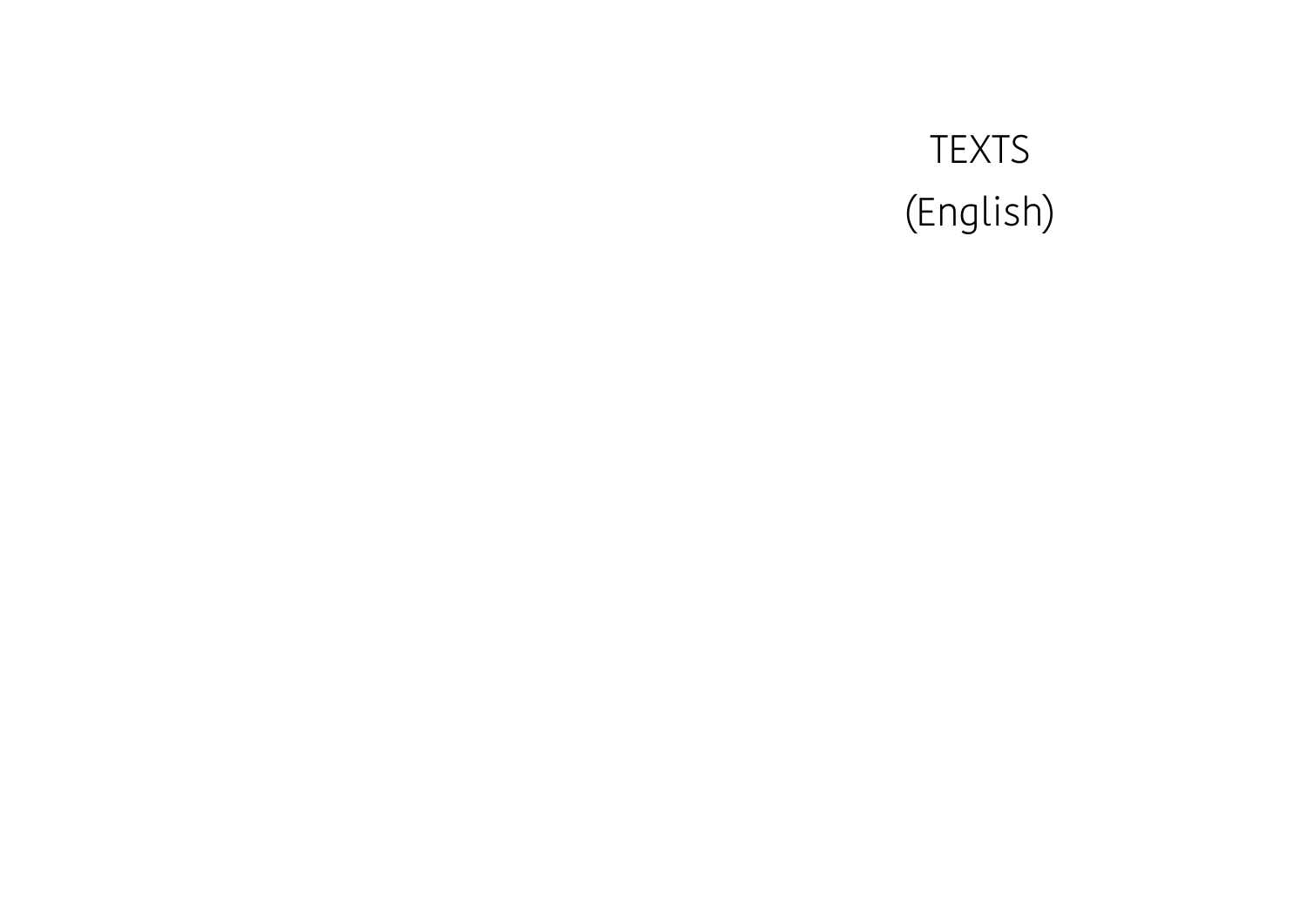# TEXTS
(English)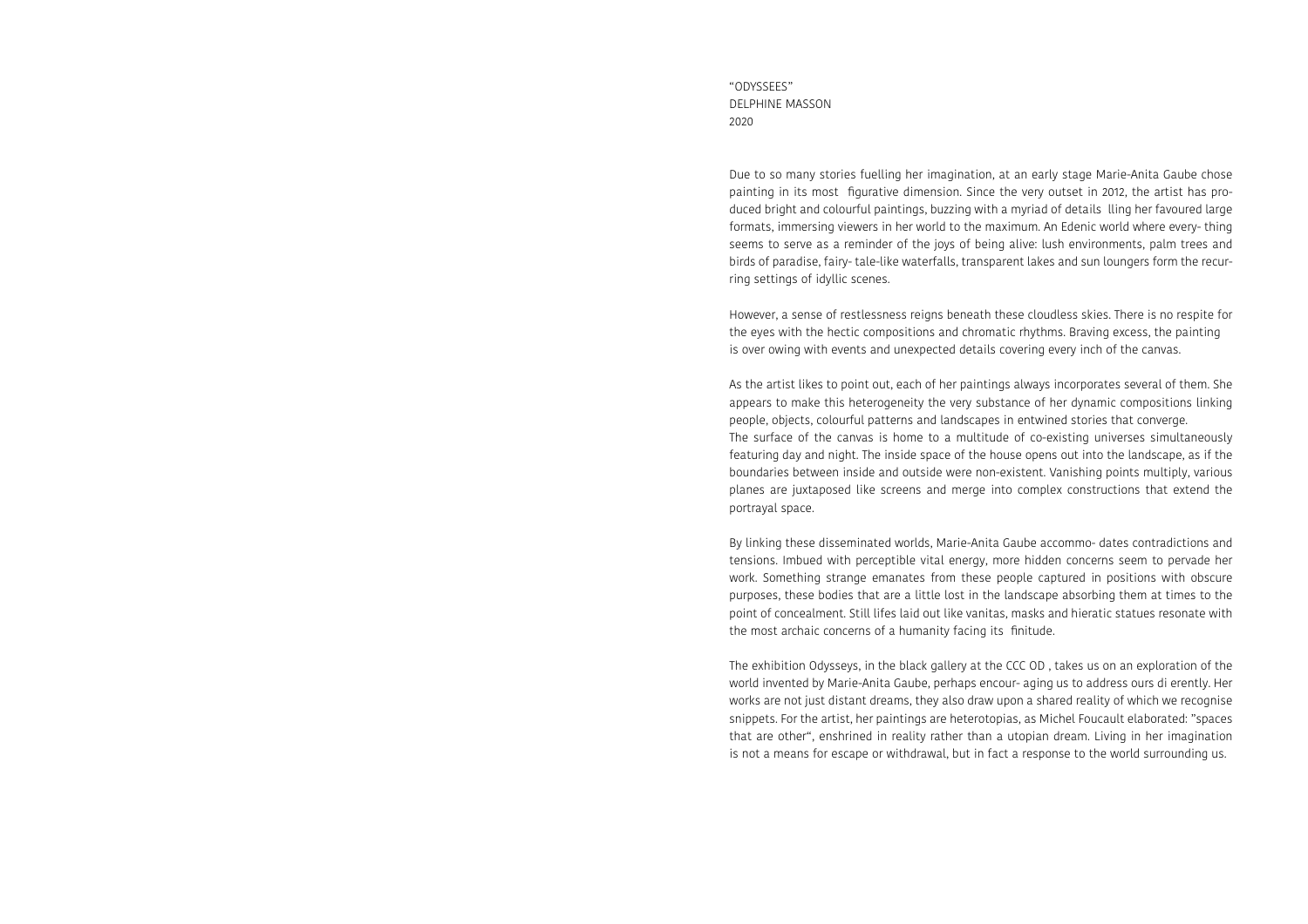"ODYSSEES"
DELPHINE MASSON
2020

Due to so many stories fuelling her imagination, at an early stage Marie-Anita Gaube chose painting in its most figurative dimension. Since the very outset in 2012, the artist has produced bright and colourful paintings, buzzing with a myriad of details lling her favoured large formats, immersing viewers in her world to the maximum. An Edenic world where every- thing seems to serve as a reminder of the joys of being alive: lush environments, palm trees and birds of paradise, fairy- tale-like waterfalls, transparent lakes and sun loungers form the recurring settings of idyllic scenes.

However, a sense of restlessness reigns beneath these cloudless skies. There is no respite for the eyes with the hectic compositions and chromatic rhythms. Braving excess, the painting is over owing with events and unexpected details covering every inch of the canvas.

As the artist likes to point out, each of her paintings always incorporates several of them. She appears to make this heterogeneity the very substance of her dynamic compositions linking people, objects, colourful patterns and landscapes in entwined stories that converge.
The surface of the canvas is home to a multitude of co-existing universes simultaneously featuring day and night. The inside space of the house opens out into the landscape, as if the boundaries between inside and outside were non-existent. Vanishing points multiply, various planes are juxtaposed like screens and merge into complex constructions that extend the portrayal space.

By linking these disseminated worlds, Marie-Anita Gaube accommo- dates contradictions and tensions. Imbued with perceptible vital energy, more hidden concerns seem to pervade her work. Something strange emanates from these people captured in positions with obscure purposes, these bodies that are a little lost in the landscape absorbing them at times to the point of concealment. Still lifes laid out like vanitas, masks and hieratic statues resonate with the most archaic concerns of a humanity facing its finitude.

The exhibition Odysseys, in the black gallery at the CCC OD , takes us on an exploration of the world invented by Marie-Anita Gaube, perhaps encour- aging us to address ours di erently. Her works are not just distant dreams, they also draw upon a shared reality of which we recognise snippets. For the artist, her paintings are heterotopias, as Michel Foucault elaborated: "spaces that are other", enshrined in reality rather than a utopian dream. Living in her imagination is not a means for escape or withdrawal, but in fact a response to the world surrounding us.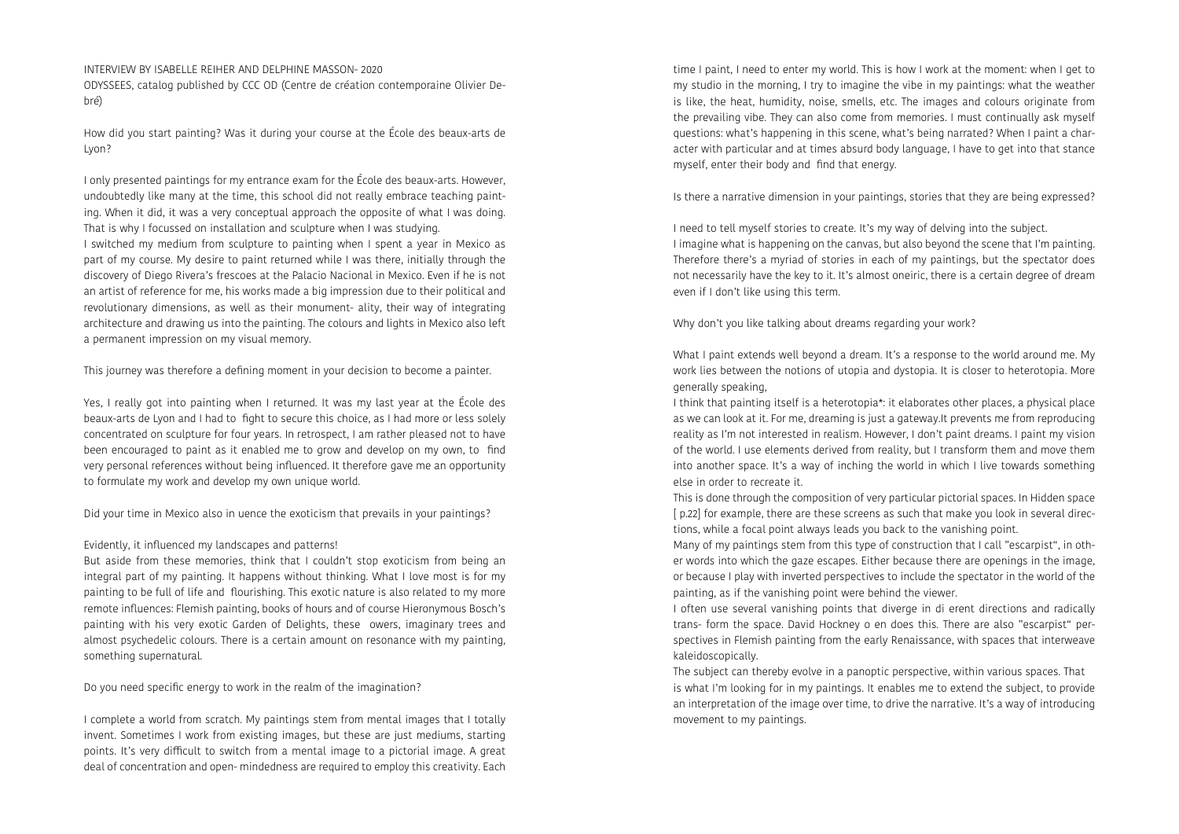INTERVIEW BY ISABELLE REIHER AND DELPHINE MASSON- 2020
ODYSSEES, catalog published by CCC OD (Centre de création contemporaine Olivier Debré)

How did you start painting? Was it during your course at the École des beaux-arts de Lyon?

I only presented paintings for my entrance exam for the École des beaux-arts. However, undoubtedly like many at the time, this school did not really embrace teaching painting. When it did, it was a very conceptual approach the opposite of what I was doing. That is why I focussed on installation and sculpture when I was studying.
I switched my medium from sculpture to painting when I spent a year in Mexico as part of my course. My desire to paint returned while I was there, initially through the discovery of Diego Rivera's frescoes at the Palacio Nacional in Mexico. Even if he is not an artist of reference for me, his works made a big impression due to their political and revolutionary dimensions, as well as their monument- ality, their way of integrating architecture and drawing us into the painting. The colours and lights in Mexico also left a permanent impression on my visual memory.

This journey was therefore a defining moment in your decision to become a painter.

Yes, I really got into painting when I returned. It was my last year at the École des beaux-arts de Lyon and I had to fight to secure this choice, as I had more or less solely concentrated on sculpture for four years. In retrospect, I am rather pleased not to have been encouraged to paint as it enabled me to grow and develop on my own, to find very personal references without being influenced. It therefore gave me an opportunity to formulate my work and develop my own unique world.

Did your time in Mexico also in uence the exoticism that prevails in your paintings?

Evidently, it influenced my landscapes and patterns!
But aside from these memories, think that I couldn't stop exoticism from being an integral part of my painting. It happens without thinking. What I love most is for my painting to be full of life and flourishing. This exotic nature is also related to my more remote influences: Flemish painting, books of hours and of course Hieronymous Bosch's painting with his very exotic Garden of Delights, these owers, imaginary trees and almost psychedelic colours. There is a certain amount on resonance with my painting, something supernatural.

Do you need specific energy to work in the realm of the imagination?

I complete a world from scratch. My paintings stem from mental images that I totally invent. Sometimes I work from existing images, but these are just mediums, starting points. It's very difficult to switch from a mental image to a pictorial image. A great deal of concentration and open- mindedness are required to employ this creativity. Each time I paint, I need to enter my world. This is how I work at the moment: when I get to my studio in the morning, I try to imagine the vibe in my paintings: what the weather is like, the heat, humidity, noise, smells, etc. The images and colours originate from the prevailing vibe. They can also come from memories. I must continually ask myself questions: what's happening in this scene, what's being narrated? When I paint a character with particular and at times absurd body language, I have to get into that stance myself, enter their body and find that energy.

Is there a narrative dimension in your paintings, stories that they are being expressed?

I need to tell myself stories to create. It's my way of delving into the subject.
I imagine what is happening on the canvas, but also beyond the scene that I'm painting. Therefore there's a myriad of stories in each of my paintings, but the spectator does not necessarily have the key to it. It's almost oneiric, there is a certain degree of dream even if I don't like using this term.

Why don't you like talking about dreams regarding your work?

What I paint extends well beyond a dream. It's a response to the world around me. My work lies between the notions of utopia and dystopia. It is closer to heterotopia. More generally speaking,
I think that painting itself is a heterotopia*: it elaborates other places, a physical place as we can look at it. For me, dreaming is just a gateway.It prevents me from reproducing reality as I'm not interested in realism. However, I don't paint dreams. I paint my vision of the world. I use elements derived from reality, but I transform them and move them into another space. It's a way of inching the world in which I live towards something else in order to recreate it.
This is done through the composition of very particular pictorial spaces. In Hidden space [ p.22] for example, there are these screens as such that make you look in several directions, while a focal point always leads you back to the vanishing point.
Many of my paintings stem from this type of construction that I call "escarpist", in other words into which the gaze escapes. Either because there are openings in the image, or because I play with inverted perspectives to include the spectator in the world of the painting, as if the vanishing point were behind the viewer.
I often use several vanishing points that diverge in di erent directions and radically trans- form the space. David Hockney o en does this. There are also "escarpist" perspectives in Flemish painting from the early Renaissance, with spaces that interweave kaleidoscopically.
The subject can thereby evolve in a panoptic perspective, within various spaces. That is what I'm looking for in my paintings. It enables me to extend the subject, to provide an interpretation of the image over time, to drive the narrative. It's a way of introducing movement to my paintings.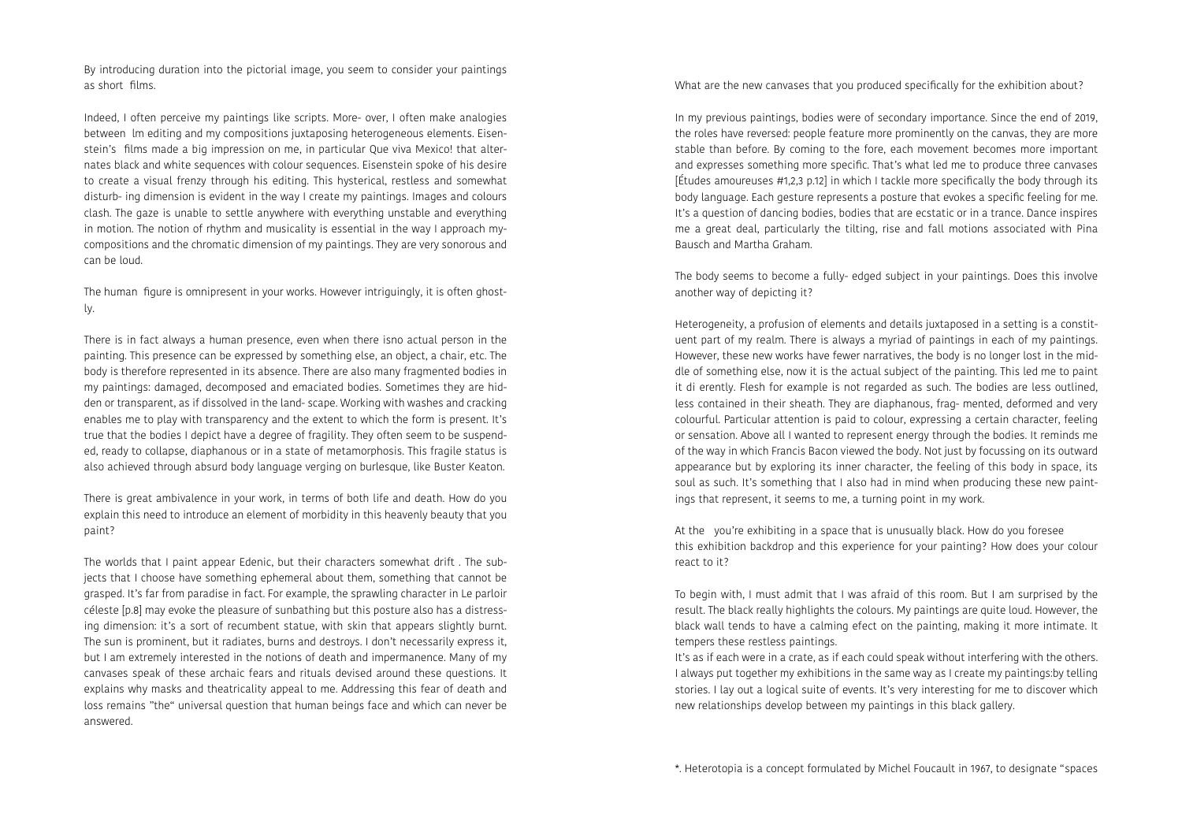By introducing duration into the pictorial image, you seem to consider your paintings as short films.

Indeed, I often perceive my paintings like scripts. More- over, I often make analogies between lm editing and my compositions juxtaposing heterogeneous elements. Eisenstein's films made a big impression on me, in particular Que viva Mexico! that alternates black and white sequences with colour sequences. Eisenstein spoke of his desire to create a visual frenzy through his editing. This hysterical, restless and somewhat disturb- ing dimension is evident in the way I create my paintings. Images and colours clash. The gaze is unable to settle anywhere with everything unstable and everything in motion. The notion of rhythm and musicality is essential in the way I approach my-compositions and the chromatic dimension of my paintings. They are very sonorous and can be loud.

The human figure is omnipresent in your works. However intriguingly, it is often ghostly.

There is in fact always a human presence, even when there isno actual person in the painting. This presence can be expressed by something else, an object, a chair, etc. The body is therefore represented in its absence. There are also many fragmented bodies in my paintings: damaged, decomposed and emaciated bodies. Sometimes they are hidden or transparent, as if dissolved in the land- scape. Working with washes and cracking enables me to play with transparency and the extent to which the form is present. It's true that the bodies I depict have a degree of fragility. They often seem to be suspended, ready to collapse, diaphanous or in a state of metamorphosis. This fragile status is also achieved through absurd body language verging on burlesque, like Buster Keaton.

There is great ambivalence in your work, in terms of both life and death. How do you explain this need to introduce an element of morbidity in this heavenly beauty that you paint?

The worlds that I paint appear Edenic, but their characters somewhat drift . The subjects that I choose have something ephemeral about them, something that cannot be grasped. It's far from paradise in fact. For example, the sprawling character in Le parloir céleste [p.8] may evoke the pleasure of sunbathing but this posture also has a distressing dimension: it's a sort of recumbent statue, with skin that appears slightly burnt. The sun is prominent, but it radiates, burns and destroys. I don't necessarily express it, but I am extremely interested in the notions of death and impermanence. Many of my canvases speak of these archaic fears and rituals devised around these questions. It explains why masks and theatricality appeal to me. Addressing this fear of death and loss remains "the" universal question that human beings face and which can never be answered.

What are the new canvases that you produced specifically for the exhibition about?

In my previous paintings, bodies were of secondary importance. Since the end of 2019, the roles have reversed: people feature more prominently on the canvas, they are more stable than before. By coming to the fore, each movement becomes more important and expresses something more specific. That's what led me to produce three canvases [Études amoureuses #1,2,3 p.12] in which I tackle more specifically the body through its body language. Each gesture represents a posture that evokes a specific feeling for me. It's a question of dancing bodies, bodies that are ecstatic or in a trance. Dance inspires me a great deal, particularly the tilting, rise and fall motions associated with Pina Bausch and Martha Graham.

The body seems to become a fully- edged subject in your paintings. Does this involve another way of depicting it?

Heterogeneity, a profusion of elements and details juxtaposed in a setting is a constituent part of my realm. There is always a myriad of paintings in each of my paintings. However, these new works have fewer narratives, the body is no longer lost in the middle of something else, now it is the actual subject of the painting. This led me to paint it di erently. Flesh for example is not regarded as such. The bodies are less outlined, less contained in their sheath. They are diaphanous, frag- mented, deformed and very colourful. Particular attention is paid to colour, expressing a certain character, feeling or sensation. Above all I wanted to represent energy through the bodies. It reminds me of the way in which Francis Bacon viewed the body. Not just by focussing on its outward appearance but by exploring its inner character, the feeling of this body in space, its soul as such. It's something that I also had in mind when producing these new paintings that represent, it seems to me, a turning point in my work.

At the you're exhibiting in a space that is unusually black. How do you foresee this exhibition backdrop and this experience for your painting? How does your colour react to it?

To begin with, I must admit that I was afraid of this room. But I am surprised by the result. The black really highlights the colours. My paintings are quite loud. However, the black wall tends to have a calming efect on the painting, making it more intimate. It tempers these restless paintings.
It's as if each were in a crate, as if each could speak without interfering with the others. I always put together my exhibitions in the same way as I create my paintings:by telling stories. I lay out a logical suite of events. It's very interesting for me to discover which new relationships develop between my paintings in this black gallery.

*. Heterotopia is a concept formulated by Michel Foucault in 1967, to designate "spaces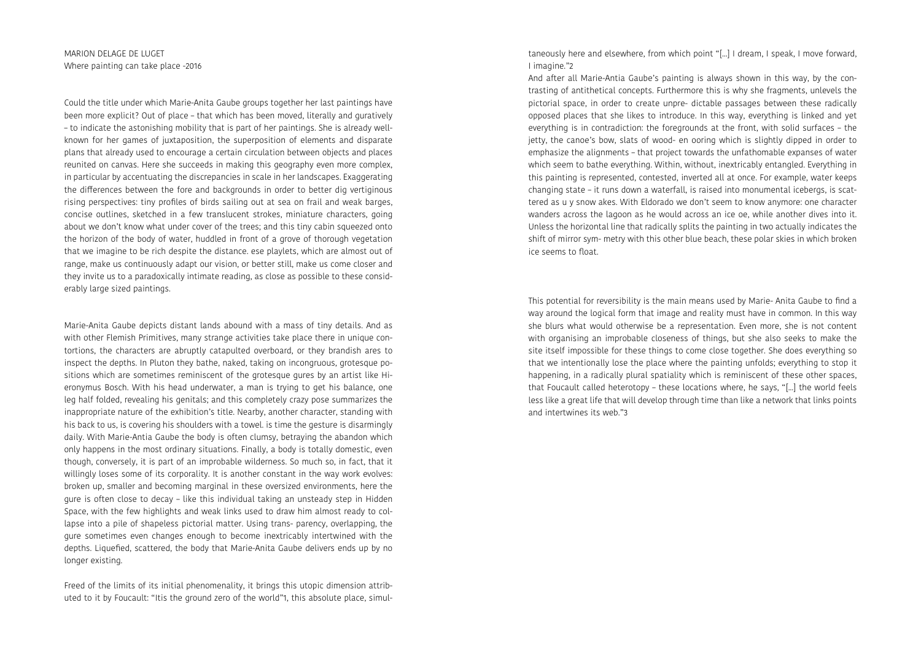MARION DELAGE DE LUGET
Where painting can take place -2016

Could the title under which Marie-Anita Gaube groups together her last paintings have been more explicit? Out of place – that which has been moved, literally and guratively – to indicate the astonishing mobility that is part of her paintings. She is already well-known for her games of juxtaposition, the superposition of elements and disparate plans that already used to encourage a certain circulation between objects and places reunited on canvas. Here she succeeds in making this geography even more complex, in particular by accentuating the discrepancies in scale in her landscapes. Exaggerating the differences between the fore and backgrounds in order to better dig vertiginous rising perspectives: tiny profiles of birds sailing out at sea on frail and weak barges, concise outlines, sketched in a few translucent strokes, miniature characters, going about we don't know what under cover of the trees; and this tiny cabin squeezed onto the horizon of the body of water, huddled in front of a grove of thorough vegetation that we imagine to be rich despite the distance. ese playlets, which are almost out of range, make us continuously adapt our vision, or better still, make us come closer and they invite us to a paradoxically intimate reading, as close as possible to these considerably large sized paintings.

Marie-Anita Gaube depicts distant lands abound with a mass of tiny details. And as with other Flemish Primitives, many strange activities take place there in unique contortions, the characters are abruptly catapulted overboard, or they brandish ares to inspect the depths. In Pluton they bathe, naked, taking on incongruous, grotesque positions which are sometimes reminiscent of the grotesque gures by an artist like Hieronymus Bosch. With his head underwater, a man is trying to get his balance, one leg half folded, revealing his genitals; and this completely crazy pose summarizes the inappropriate nature of the exhibition's title. Nearby, another character, standing with his back to us, is covering his shoulders with a towel. is time the gesture is disarmingly daily. With Marie-Antia Gaube the body is often clumsy, betraying the abandon which only happens in the most ordinary situations. Finally, a body is totally domestic, even though, conversely, it is part of an improbable wilderness. So much so, in fact, that it willingly loses some of its corporality. It is another constant in the way work evolves: broken up, smaller and becoming marginal in these oversized environments, here the gure is often close to decay – like this individual taking an unsteady step in Hidden Space, with the few highlights and weak links used to draw him almost ready to collapse into a pile of shapeless pictorial matter. Using trans- parency, overlapping, the gure sometimes even changes enough to become inextricably intertwined with the depths. Liquefied, scattered, the body that Marie-Anita Gaube delivers ends up by no longer existing.

Freed of the limits of its initial phenomenality, it brings this utopic dimension attributed to it by Foucault: "Itis the ground zero of the world"1, this absolute place, simultaneously here and elsewhere, from which point "[...] I dream, I speak, I move forward, I imagine."2

And after all Marie-Antia Gaube's painting is always shown in this way, by the contrasting of antithetical concepts. Furthermore this is why she fragments, unlevels the pictorial space, in order to create unpre- dictable passages between these radically opposed places that she likes to introduce. In this way, everything is linked and yet everything is in contradiction: the foregrounds at the front, with solid surfaces – the jetty, the canoe's bow, slats of wood- en ooring which is slightly dipped in order to emphasize the alignments – that project towards the unfathomable expanses of water which seem to bathe everything. Within, without, inextricably entangled. Everything in this painting is represented, contested, inverted all at once. For example, water keeps changing state – it runs down a waterfall, is raised into monumental icebergs, is scattered as u y snow akes. With Eldorado we don't seem to know anymore: one character wanders across the lagoon as he would across an ice oe, while another dives into it. Unless the horizontal line that radically splits the painting in two actually indicates the shift of mirror sym- metry with this other blue beach, these polar skies in which broken ice seems to float.

This potential for reversibility is the main means used by Marie- Anita Gaube to find a way around the logical form that image and reality must have in common. In this way she blurs what would otherwise be a representation. Even more, she is not content with organising an improbable closeness of things, but she also seeks to make the site itself impossible for these things to come close together. She does everything so that we intentionally lose the place where the painting unfolds; everything to stop it happening, in a radically plural spatiality which is reminiscent of these other spaces, that Foucault called heterotopy – these locations where, he says, "[...] the world feels less like a great life that will develop through time than like a network that links points and intertwines its web."3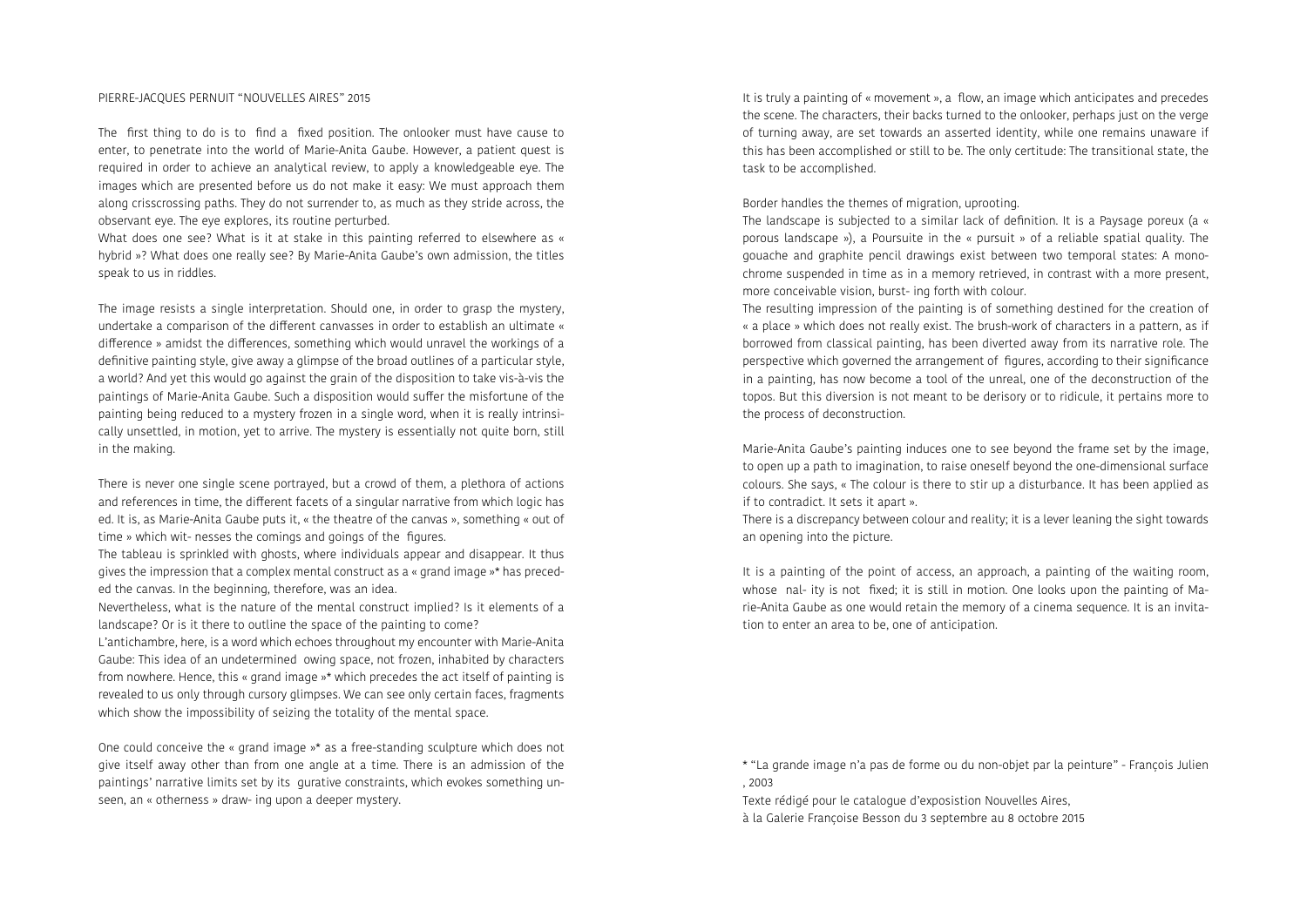PIERRE-JACQUES PERNUIT "NOUVELLES AIRES" 2015

The first thing to do is to find a fixed position. The onlooker must have cause to enter, to penetrate into the world of Marie-Anita Gaube. However, a patient quest is required in order to achieve an analytical review, to apply a knowledgeable eye. The images which are presented before us do not make it easy: We must approach them along crisscrossing paths. They do not surrender to, as much as they stride across, the observant eye. The eye explores, its routine perturbed.

What does one see? What is it at stake in this painting referred to elsewhere as « hybrid »? What does one really see? By Marie-Anita Gaube's own admission, the titles speak to us in riddles.

The image resists a single interpretation. Should one, in order to grasp the mystery, undertake a comparison of the different canvasses in order to establish an ultimate « difference » amidst the differences, something which would unravel the workings of a definitive painting style, give away a glimpse of the broad outlines of a particular style, a world? And yet this would go against the grain of the disposition to take vis-à-vis the paintings of Marie-Anita Gaube. Such a disposition would suffer the misfortune of the painting being reduced to a mystery frozen in a single word, when it is really intrinsically unsettled, in motion, yet to arrive. The mystery is essentially not quite born, still in the making.

There is never one single scene portrayed, but a crowd of them, a plethora of actions and references in time, the different facets of a singular narrative from which logic has ed. It is, as Marie-Anita Gaube puts it, « the theatre of the canvas », something « out of time » which wit- nesses the comings and goings of the figures.

The tableau is sprinkled with ghosts, where individuals appear and disappear. It thus gives the impression that a complex mental construct as a « grand image »* has preceded the canvas. In the beginning, therefore, was an idea.

Nevertheless, what is the nature of the mental construct implied? Is it elements of a landscape? Or is it there to outline the space of the painting to come?

L'antichambre, here, is a word which echoes throughout my encounter with Marie-Anita Gaube: This idea of an undetermined owing space, not frozen, inhabited by characters from nowhere. Hence, this « grand image »* which precedes the act itself of painting is revealed to us only through cursory glimpses. We can see only certain faces, fragments which show the impossibility of seizing the totality of the mental space.

One could conceive the « grand image »* as a free-standing sculpture which does not give itself away other than from one angle at a time. There is an admission of the paintings' narrative limits set by its gurative constraints, which evokes something unseen, an « otherness » draw- ing upon a deeper mystery.

It is truly a painting of « movement », a flow, an image which anticipates and precedes the scene. The characters, their backs turned to the onlooker, perhaps just on the verge of turning away, are set towards an asserted identity, while one remains unaware if this has been accomplished or still to be. The only certitude: The transitional state, the task to be accomplished.

Border handles the themes of migration, uprooting.

The landscape is subjected to a similar lack of definition. It is a Paysage poreux (a « porous landscape »), a Poursuite in the « pursuit » of a reliable spatial quality. The gouache and graphite pencil drawings exist between two temporal states: A monochrome suspended in time as in a memory retrieved, in contrast with a more present, more conceivable vision, burst- ing forth with colour.

The resulting impression of the painting is of something destined for the creation of « a place » which does not really exist. The brush-work of characters in a pattern, as if borrowed from classical painting, has been diverted away from its narrative role. The perspective which governed the arrangement of figures, according to their significance in a painting, has now become a tool of the unreal, one of the deconstruction of the topos. But this diversion is not meant to be derisory or to ridicule, it pertains more to the process of deconstruction.

Marie-Anita Gaube's painting induces one to see beyond the frame set by the image, to open up a path to imagination, to raise oneself beyond the one-dimensional surface colours. She says, « The colour is there to stir up a disturbance. It has been applied as if to contradict. It sets it apart ».

There is a discrepancy between colour and reality; it is a lever leaning the sight towards an opening into the picture.

It is a painting of the point of access, an approach, a painting of the waiting room, whose nal- ity is not fixed; it is still in motion. One looks upon the painting of Marie-Anita Gaube as one would retain the memory of a cinema sequence. It is an invitation to enter an area to be, one of anticipation.

* "La grande image n'a pas de forme ou du non-objet par la peinture" - François Julien , 2003

Texte rédigé pour le catalogue d'exposistion Nouvelles Aires,
à la Galerie Françoise Besson du 3 septembre au 8 octobre 2015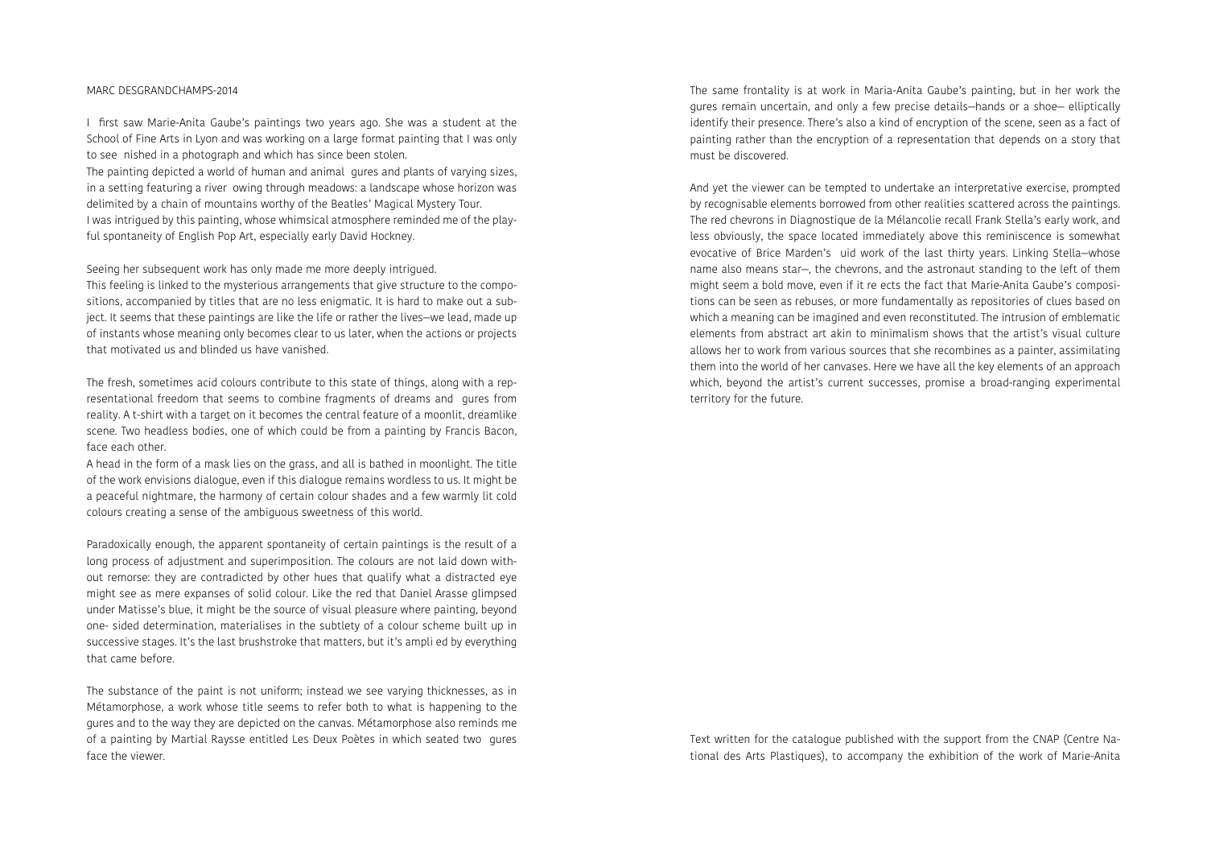MARC DESGRANDCHAMPS-2014

I first saw Marie-Anita Gaube's paintings two years ago. She was a student at the School of Fine Arts in Lyon and was working on a large format painting that I was only to see nished in a photograph and which has since been stolen.

The painting depicted a world of human and animal gures and plants of varying sizes, in a setting featuring a river owing through meadows: a landscape whose horizon was delimited by a chain of mountains worthy of the Beatles' Magical Mystery Tour.

I was intrigued by this painting, whose whimsical atmosphere reminded me of the playful spontaneity of English Pop Art, especially early David Hockney.

Seeing her subsequent work has only made me more deeply intrigued.

This feeling is linked to the mysterious arrangements that give structure to the compositions, accompanied by titles that are no less enigmatic. It is hard to make out a subject. It seems that these paintings are like the life or rather the lives—we lead, made up of instants whose meaning only becomes clear to us later, when the actions or projects that motivated us and blinded us have vanished.

The fresh, sometimes acid colours contribute to this state of things, along with a representational freedom that seems to combine fragments of dreams and gures from reality. A t-shirt with a target on it becomes the central feature of a moonlit, dreamlike scene. Two headless bodies, one of which could be from a painting by Francis Bacon, face each other.

A head in the form of a mask lies on the grass, and all is bathed in moonlight. The title of the work envisions dialogue, even if this dialogue remains wordless to us. It might be a peaceful nightmare, the harmony of certain colour shades and a few warmly lit cold colours creating a sense of the ambiguous sweetness of this world.

Paradoxically enough, the apparent spontaneity of certain paintings is the result of a long process of adjustment and superimposition. The colours are not laid down without remorse: they are contradicted by other hues that qualify what a distracted eye might see as mere expanses of solid colour. Like the red that Daniel Arasse glimpsed under Matisse's blue, it might be the source of visual pleasure where painting, beyond one- sided determination, materialises in the subtlety of a colour scheme built up in successive stages. It's the last brushstroke that matters, but it's ampli ed by everything that came before.

The substance of the paint is not uniform; instead we see varying thicknesses, as in Métamorphose, a work whose title seems to refer both to what is happening to the gures and to the way they are depicted on the canvas. Métamorphose also reminds me of a painting by Martial Raysse entitled Les Deux Poètes in which seated two gures face the viewer.

The same frontality is at work in Maria-Anita Gaube's painting, but in her work the gures remain uncertain, and only a few precise details—hands or a shoe— elliptically identify their presence. There's also a kind of encryption of the scene, seen as a fact of painting rather than the encryption of a representation that depends on a story that must be discovered.

And yet the viewer can be tempted to undertake an interpretative exercise, prompted by recognisable elements borrowed from other realities scattered across the paintings. The red chevrons in Diagnostique de la Mélancolie recall Frank Stella's early work, and less obviously, the space located immediately above this reminiscence is somewhat evocative of Brice Marden's uid work of the last thirty years. Linking Stella—whose name also means star—, the chevrons, and the astronaut standing to the left of them might seem a bold move, even if it re ects the fact that Marie-Anita Gaube's compositions can be seen as rebuses, or more fundamentally as repositories of clues based on which a meaning can be imagined and even reconstituted. The intrusion of emblematic elements from abstract art akin to minimalism shows that the artist's visual culture allows her to work from various sources that she recombines as a painter, assimilating them into the world of her canvases. Here we have all the key elements of an approach which, beyond the artist's current successes, promise a broad-ranging experimental territory for the future.

Text written for the catalogue published with the support from the CNAP (Centre National des Arts Plastiques), to accompany the exhibition of the work of Marie-Anita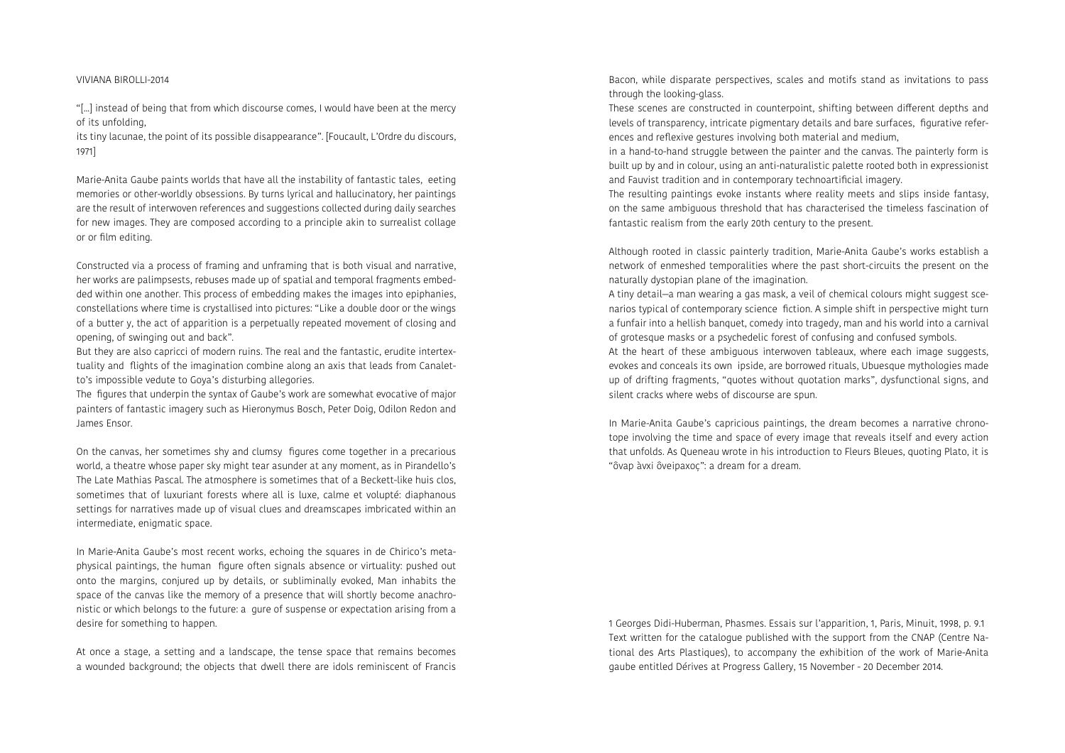VIVIANA BIROLLI-2014

"[...] instead of being that from which discourse comes, I would have been at the mercy of its unfolding,
its tiny lacunae, the point of its possible disappearance". [Foucault, L'Ordre du discours, 1971]

Marie-Anita Gaube paints worlds that have all the instability of fantastic tales, eeting memories or other-worldly obsessions. By turns lyrical and hallucinatory, her paintings are the result of interwoven references and suggestions collected during daily searches for new images. They are composed according to a principle akin to surrealist collage or or film editing.

Constructed via a process of framing and unframing that is both visual and narrative, her works are palimpsests, rebuses made up of spatial and temporal fragments embedded within one another. This process of embedding makes the images into epiphanies, constellations where time is crystallised into pictures: "Like a double door or the wings of a butter y, the act of apparition is a perpetually repeated movement of closing and opening, of swinging out and back".
But they are also capricci of modern ruins. The real and the fantastic, erudite intertextuality and flights of the imagination combine along an axis that leads from Canaletto's impossible vedute to Goya's disturbing allegories.
The figures that underpin the syntax of Gaube's work are somewhat evocative of major painters of fantastic imagery such as Hieronymus Bosch, Peter Doig, Odilon Redon and James Ensor.

On the canvas, her sometimes shy and clumsy figures come together in a precarious world, a theatre whose paper sky might tear asunder at any moment, as in Pirandello's The Late Mathias Pascal. The atmosphere is sometimes that of a Beckett-like huis clos, sometimes that of luxuriant forests where all is luxe, calme et volupté: diaphanous settings for narratives made up of visual clues and dreamscapes imbricated within an intermediate, enigmatic space.

In Marie-Anita Gaube's most recent works, echoing the squares in de Chirico's metaphysical paintings, the human figure often signals absence or virtuality: pushed out onto the margins, conjured up by details, or subliminally evoked, Man inhabits the space of the canvas like the memory of a presence that will shortly become anachronistic or which belongs to the future: a gure of suspense or expectation arising from a desire for something to happen.

At once a stage, a setting and a landscape, the tense space that remains becomes a wounded background; the objects that dwell there are idols reminiscent of Francis Bacon, while disparate perspectives, scales and motifs stand as invitations to pass through the looking-glass.
These scenes are constructed in counterpoint, shifting between different depths and levels of transparency, intricate pigmentary details and bare surfaces, figurative references and reflexive gestures involving both material and medium,
in a hand-to-hand struggle between the painter and the canvas. The painterly form is built up by and in colour, using an anti-naturalistic palette rooted both in expressionist and Fauvist tradition and in contemporary technoartificial imagery.
The resulting paintings evoke instants where reality meets and slips inside fantasy, on the same ambiguous threshold that has characterised the timeless fascination of fantastic realism from the early 20th century to the present.

Although rooted in classic painterly tradition, Marie-Anita Gaube's works establish a network of enmeshed temporalities where the past short-circuits the present on the naturally dystopian plane of the imagination.
A tiny detail—a man wearing a gas mask, a veil of chemical colours might suggest scenarios typical of contemporary science fiction. A simple shift in perspective might turn a funfair into a hellish banquet, comedy into tragedy, man and his world into a carnival of grotesque masks or a psychedelic forest of confusing and confused symbols.
At the heart of these ambiguous interwoven tableaux, where each image suggests, evokes and conceals its own ipside, are borrowed rituals, Ubuesque mythologies made up of drifting fragments, "quotes without quotation marks", dysfunctional signs, and silent cracks where webs of discourse are spun.

In Marie-Anita Gaube's capricious paintings, the dream becomes a narrative chronotope involving the time and space of every image that reveals itself and every action that unfolds. As Queneau wrote in his introduction to Fleurs Bleues, quoting Plato, it is "ôvap àvxi ôveipaxoç": a dream for a dream.

1 Georges Didi-Huberman, Phasmes. Essais sur l'apparition, 1, Paris, Minuit, 1998, p. 9.1
Text written for the catalogue published with the support from the CNAP (Centre National des Arts Plastiques), to accompany the exhibition of the work of Marie-Anita gaube entitled Dérives at Progress Gallery, 15 November - 20 December 2014.